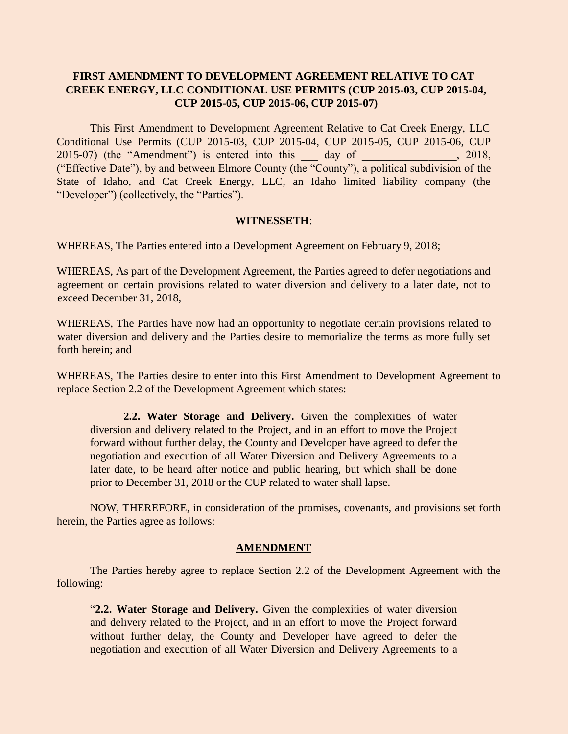**FIRST AMENDMENT TO DEVELOPMENT AGREEMENT RELATIVE TO CAT CREEK ENERGY, LLC CONDITIONAL USE PERMITS (CUP 2015-03, CUP 2015-04, CUP 2015-05, CUP 2015-06, CUP 2015-07)**

This First Amendment to Development Agreement Relative to Cat Creek Energy, LLC Conditional Use Permits (CUP 2015-03, CUP 2015-04, CUP 2015-05, CUP 2015-06, CUP 2015-07) (the "Amendment") is entered into this ___ day of _________________, 2018, ("Effective Date"), by and between Elmore County (the "County"), a political subdivision of the State of Idaho, and Cat Creek Energy, LLC, an Idaho limited liability company (the "Developer") (collectively, the "Parties").

**WITNESSETH**:

WHEREAS, The Parties entered into a Development Agreement on February 9, 2018;

WHEREAS, As part of the Development Agreement, the Parties agreed to defer negotiations and agreement on certain provisions related to water diversion and delivery to a later date, not to exceed December 31, 2018,

WHEREAS, The Parties have now had an opportunity to negotiate certain provisions related to water diversion and delivery and the Parties desire to memorialize the terms as more fully set forth herein; and

WHEREAS, The Parties desire to enter into this First Amendment to Development Agreement to replace Section 2.2 of the Development Agreement which states:

> **2.2. Water Storage and Delivery.** Given the complexities of water diversion and delivery related to the Project, and in an effort to move the Project forward without further delay, the County and Developer have agreed to defer the negotiation and execution of all Water Diversion and Delivery Agreements to a later date, to be heard after notice and public hearing, but which shall be done prior to December 31, 2018 or the CUP related to water shall lapse.

NOW, THEREFORE, in consideration of the promises, covenants, and provisions set forth herein, the Parties agree as follows:

**<u>AMENDMENT</u>**

The Parties hereby agree to replace Section 2.2 of the Development Agreement with the following:

> "**2.2. Water Storage and Delivery.** Given the complexities of water diversion and delivery related to the Project, and in an effort to move the Project forward without further delay, the County and Developer have agreed to defer the negotiation and execution of all Water Diversion and Delivery Agreements to a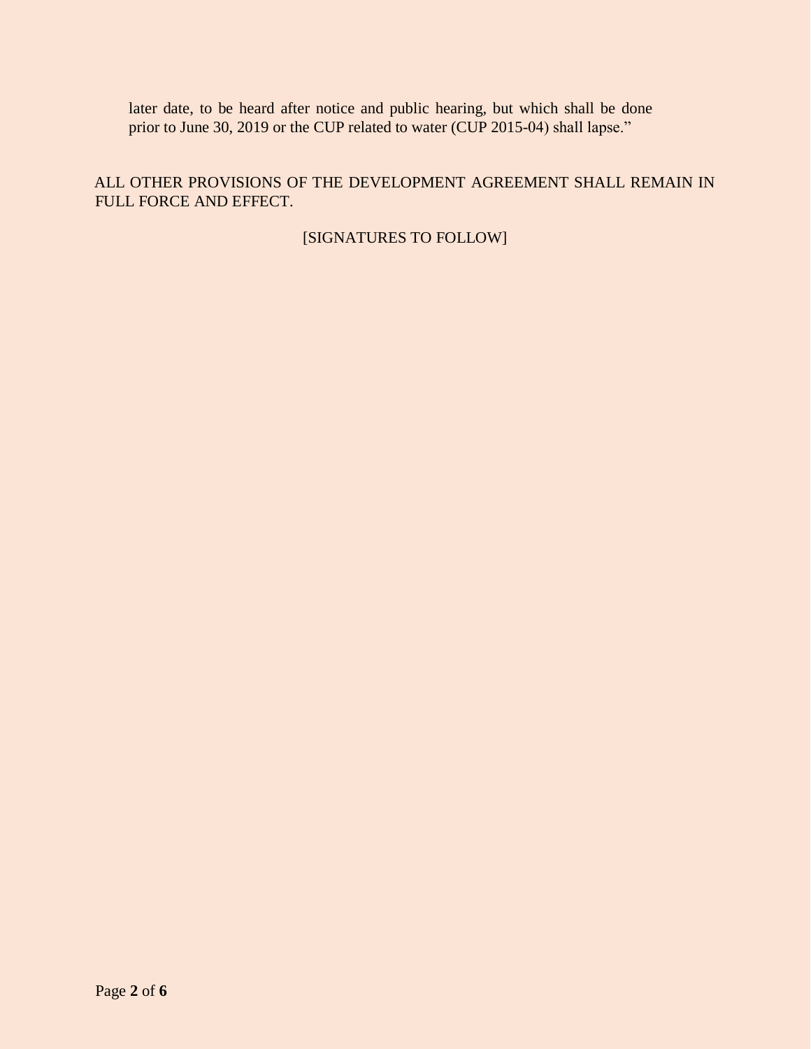later date, to be heard after notice and public hearing, but which shall be done prior to June 30, 2019 or the CUP related to water (CUP 2015-04) shall lapse."

ALL OTHER PROVISIONS OF THE DEVELOPMENT AGREEMENT SHALL REMAIN IN FULL FORCE AND EFFECT.

[SIGNATURES TO FOLLOW]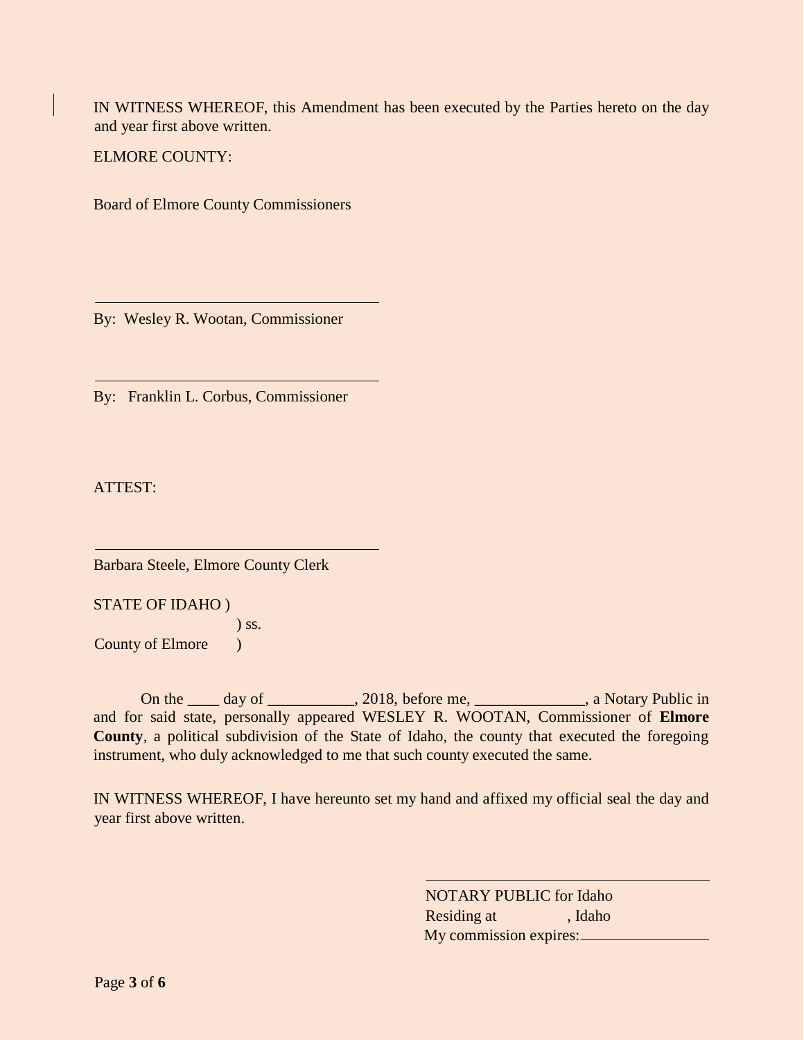IN WITNESS WHEREOF, this Amendment has been executed by the Parties hereto on the day and year first above written.

ELMORE COUNTY:

Board of Elmore County Commissioners

\_\_\_\_\_\_\_\_\_\_\_\_\_\_\_\_\_\_\_\_\_\_\_\_\_\_\_\_\_\_\_\_\_\_\_\_

By: Wesley R. Wootan, Commissioner

\_\_\_\_\_\_\_\_\_\_\_\_\_\_\_\_\_\_\_\_\_\_\_\_\_\_\_\_\_\_\_\_\_\_\_\_

By: Franklin L. Corbus, Commissioner

ATTEST:

\_\_\_\_\_\_\_\_\_\_\_\_\_\_\_\_\_\_\_\_\_\_\_\_\_\_\_\_\_\_\_\_\_\_\_\_

Barbara Steele, Elmore County Clerk

STATE OF IDAHO )
) ss.
County of Elmore )

On the ____ day of ___________, 2018, before me, ______________, a Notary Public in and for said state, personally appeared WESLEY R. WOOTAN, Commissioner of **Elmore County**, a political subdivision of the State of Idaho, the county that executed the foregoing instrument, who duly acknowledged to me that such county executed the same.

IN WITNESS WHEREOF, I have hereunto set my hand and affixed my official seal the day and year first above written.

\_\_\_\_\_\_\_\_\_\_\_\_\_\_\_\_\_\_\_\_\_\_\_\_\_\_\_\_\_\_\_\_\_\_\_\_

NOTARY PUBLIC for Idaho
Residing at , Idaho
My commission expires: ________________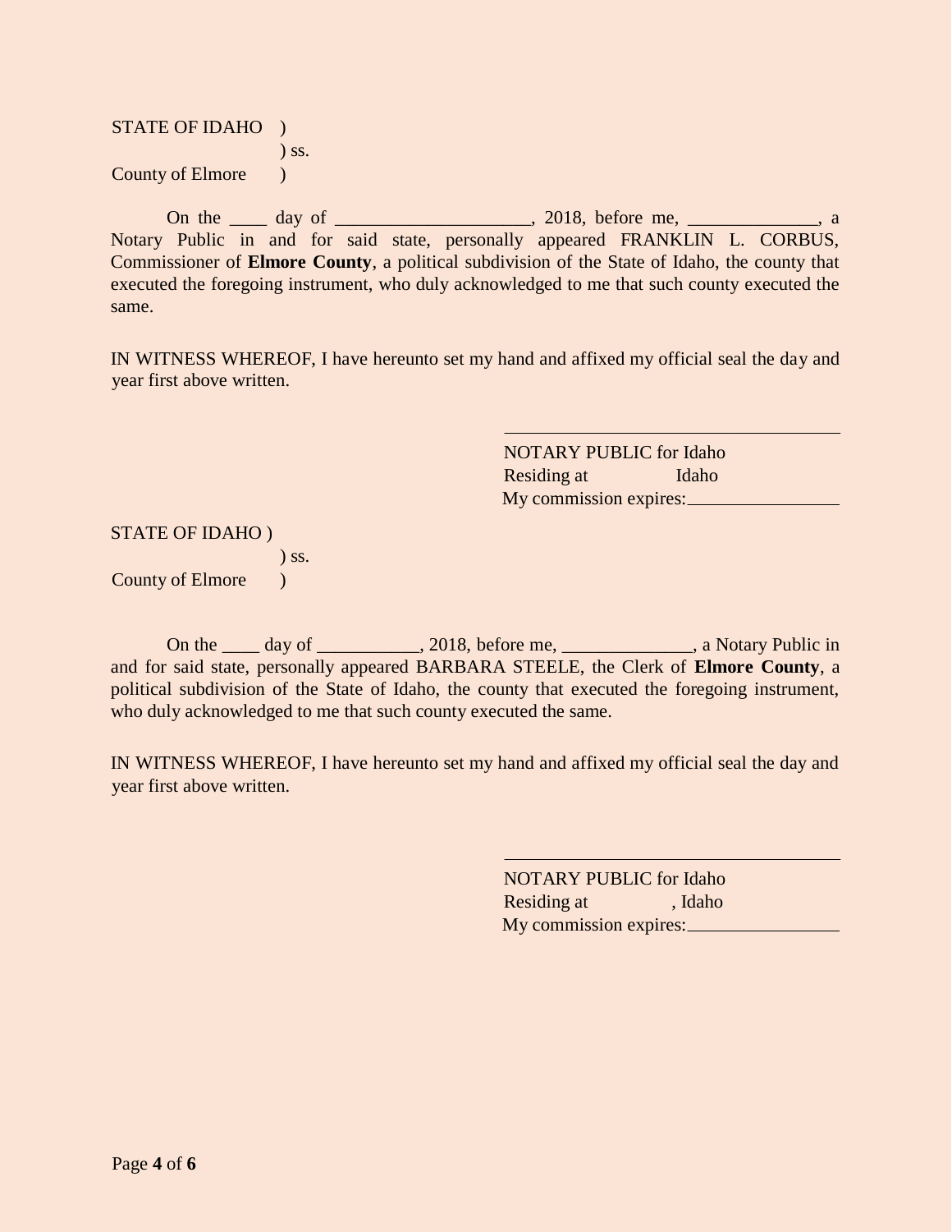STATE OF IDAHO )
) ss.
County of Elmore )

On the ____ day of ____________________, 2018, before me, _____________, a Notary Public in and for said state, personally appeared FRANKLIN L. CORBUS, Commissioner of **Elmore County**, a political subdivision of the State of Idaho, the county that executed the foregoing instrument, who duly acknowledged to me that such county executed the same.

IN WITNESS WHEREOF, I have hereunto set my hand and affixed my official seal the day and year first above written.

_________________________________
NOTARY PUBLIC for Idaho
Residing at Idaho
My commission expires:_______________

STATE OF IDAHO )
) ss.
County of Elmore )

On the ____ day of ___________, 2018, before me, _____________, a Notary Public in and for said state, personally appeared BARBARA STEELE, the Clerk of **Elmore County**, a political subdivision of the State of Idaho, the county that executed the foregoing instrument, who duly acknowledged to me that such county executed the same.

IN WITNESS WHEREOF, I have hereunto set my hand and affixed my official seal the day and year first above written.

_________________________________
NOTARY PUBLIC for Idaho
Residing at , Idaho
My commission expires:_______________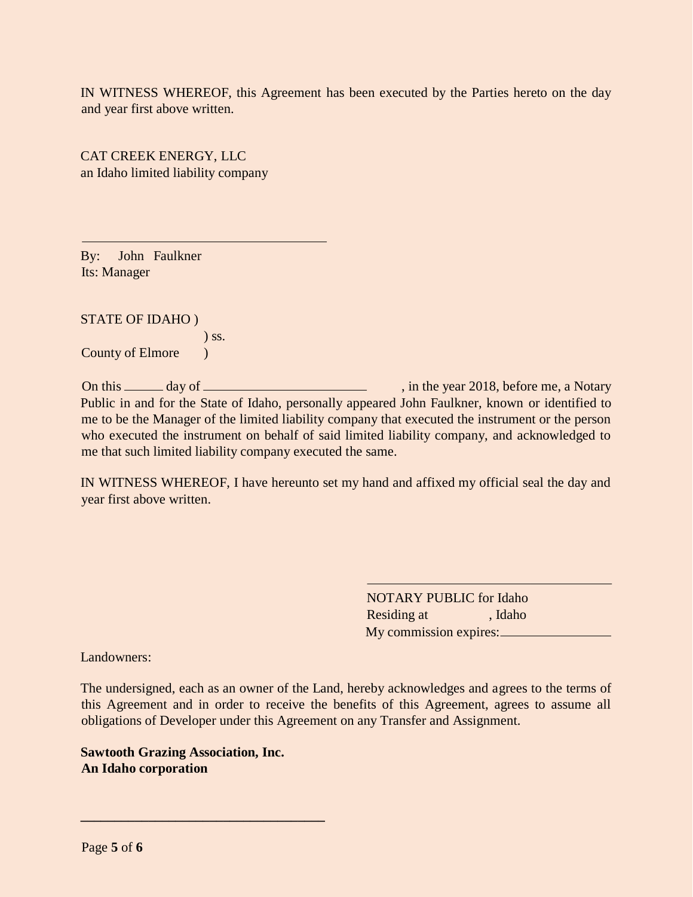IN WITNESS WHEREOF, this Agreement has been executed by the Parties hereto on the day and year first above written.

CAT CREEK ENERGY, LLC
an Idaho limited liability company

\_\_\_\_\_\_\_\_\_\_\_\_\_\_\_\_\_\_\_\_\_\_\_\_\_\_\_\_\_\_\_\_\_\_\_\_

By: John Faulkner
Its: Manager

STATE OF IDAHO )
) ss.
County of Elmore )

On this \_\_\_\_\_\_ day of \_\_\_\_\_\_\_\_\_\_\_\_\_\_\_\_\_\_\_\_\_\_\_\_\_\_, in the year 2018, before me, a Notary Public in and for the State of Idaho, personally appeared John Faulkner, known or identified to me to be the Manager of the limited liability company that executed the instrument or the person who executed the instrument on behalf of said limited liability company, and acknowledged to me that such limited liability company executed the same.

IN WITNESS WHEREOF, I have hereunto set my hand and affixed my official seal the day and year first above written.

\_\_\_\_\_\_\_\_\_\_\_\_\_\_\_\_\_\_\_\_\_\_\_\_\_\_\_\_\_\_\_\_\_\_\_\_
NOTARY PUBLIC for Idaho
Residing at \_\_\_\_\_\_\_\_\_\_, Idaho
My commission expires:\_\_\_\_\_\_\_\_\_\_\_\_\_\_\_\_

Landowners:

The undersigned, each as an owner of the Land, hereby acknowledges and agrees to the terms of this Agreement and in order to receive the benefits of this Agreement, agrees to assume all obligations of Developer under this Agreement on any Transfer and Assignment.

**Sawtooth Grazing Association, Inc.**
**An Idaho corporation**

\_\_\_\_\_\_\_\_\_\_\_\_\_\_\_\_\_\_\_\_\_\_\_\_\_\_\_\_\_\_\_\_\_\_\_\_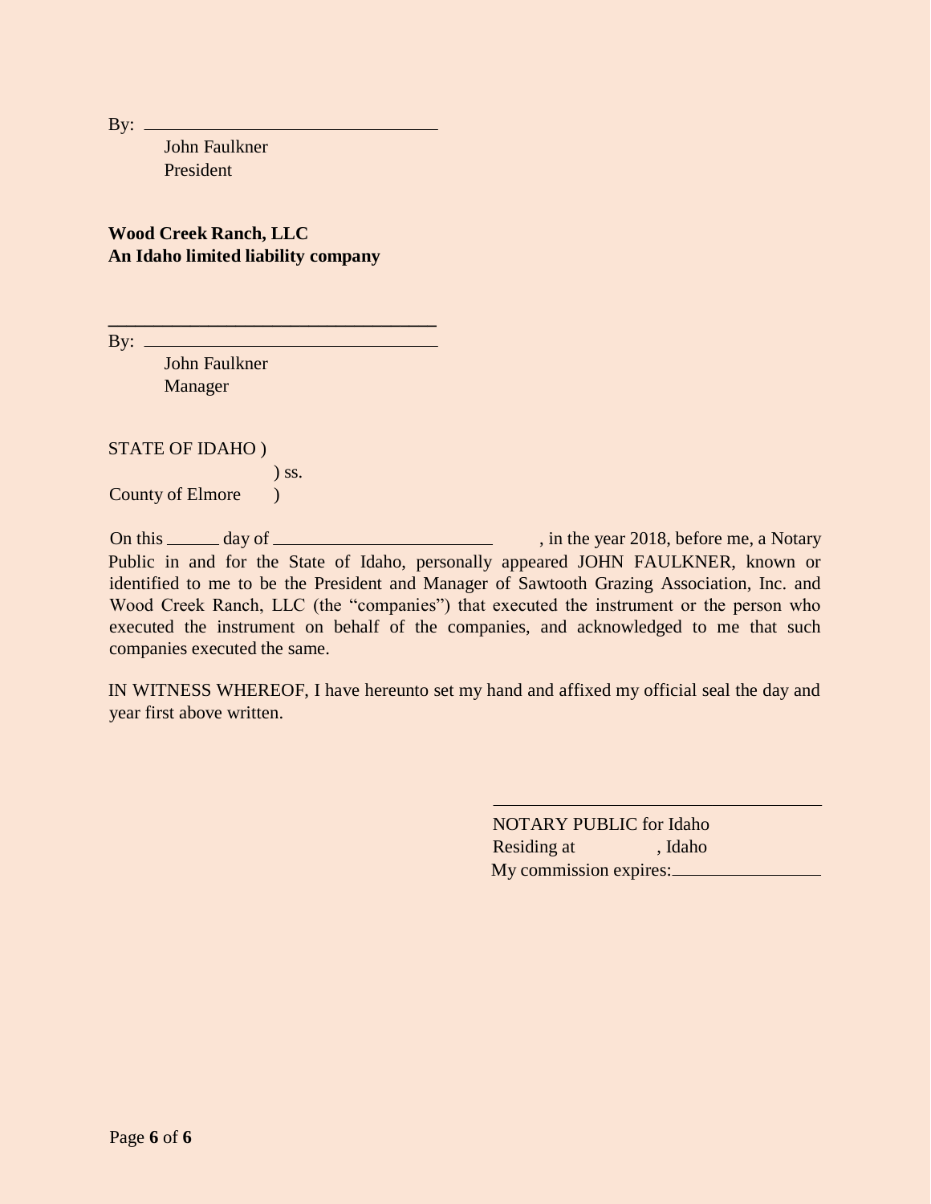By: ______________________________

John Faulkner
President

**Wood Creek Ranch, LLC**
**An Idaho limited liability company**

______________________________

By: ______________________________

John Faulkner
Manager

STATE OF IDAHO )
) ss.
County of Elmore )

On this _____ day of ______________________, in the year 2018, before me, a Notary Public in and for the State of Idaho, personally appeared JOHN FAULKNER, known or identified to me to be the President and Manager of Sawtooth Grazing Association, Inc. and Wood Creek Ranch, LLC (the "companies") that executed the instrument or the person who executed the instrument on behalf of the companies, and acknowledged to me that such companies executed the same.

IN WITNESS WHEREOF, I have hereunto set my hand and affixed my official seal the day and year first above written.

______________________________
NOTARY PUBLIC for Idaho
Residing at , Idaho
My commission expires: ______________